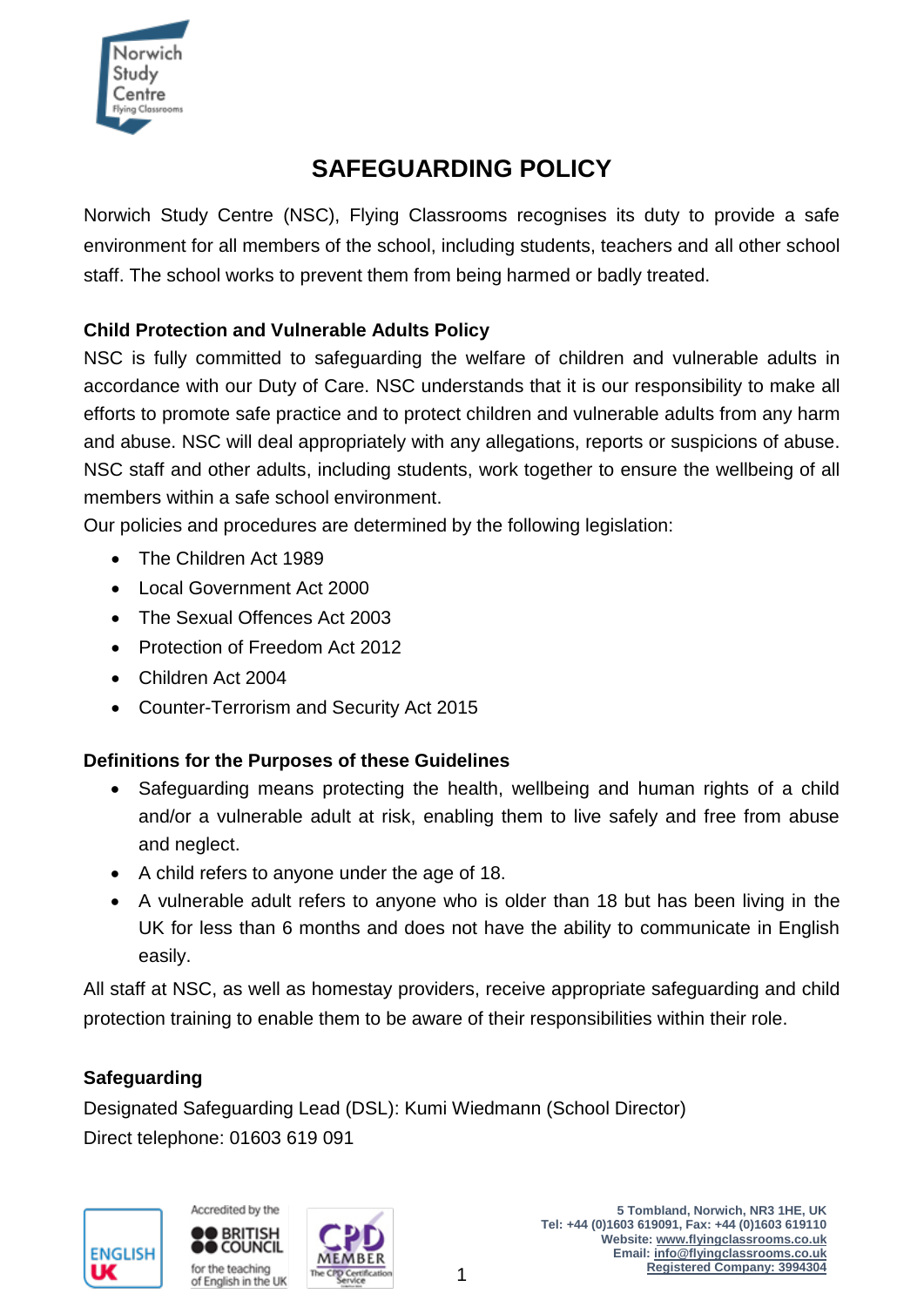# SAFEGUARDING POLICY

Norwich Study Centre (NSC), Flying Classrooms recognises its duty to provide a safe environment for all members of the school, including students, teachers and all other school staff. The school works to prevent them from being harmed or badly treated.

**Child Protection and Vulnerable Adults Policy**

NSC is fully committed to safeguarding the welfare of children and vulnerable adults in accordance with our Duty of Care. NSC understands that it is our responsibility to make all efforts to promote safe practice and to protect children and vulnerable adults from any harm and abuse. NSC will deal appropriately with any allegations, reports or suspicions of abuse. NSC staff and other adults, including students, work together to ensure the wellbeing of all members within a safe school environment.

Our policies and procedures are determined by the following legislation:

- The Children Act 1989
- Local Government Act 2000
- The Sexual Offences Act 2003
- Protection of Freedom Act 2012
- Children Act 2004
- Counter-Terrorism and Security Act 2015

**Definitions for the Purposes of these Guidelines**

- Safeguarding means protecting the health, wellbeing and human rights of a child and/or a vulnerable adult at risk, enabling them to live safely and free from abuse and neglect.
- A child refers to anyone under the age of 18.
- A vulnerable adult refers to anyone who is older than 18 but has been living in the UK for less than 6 months and does not have the ability to communicate in English easily.

All staff at NSC, as well as homestay providers, receive appropriate safeguarding and child protection training to enable them to be aware of their responsibilities within their role.

**Safeguarding**

Designated Safeguarding Lead (DSL): Kumi Wiedmann (School Director)
Direct telephone: 01603 619 091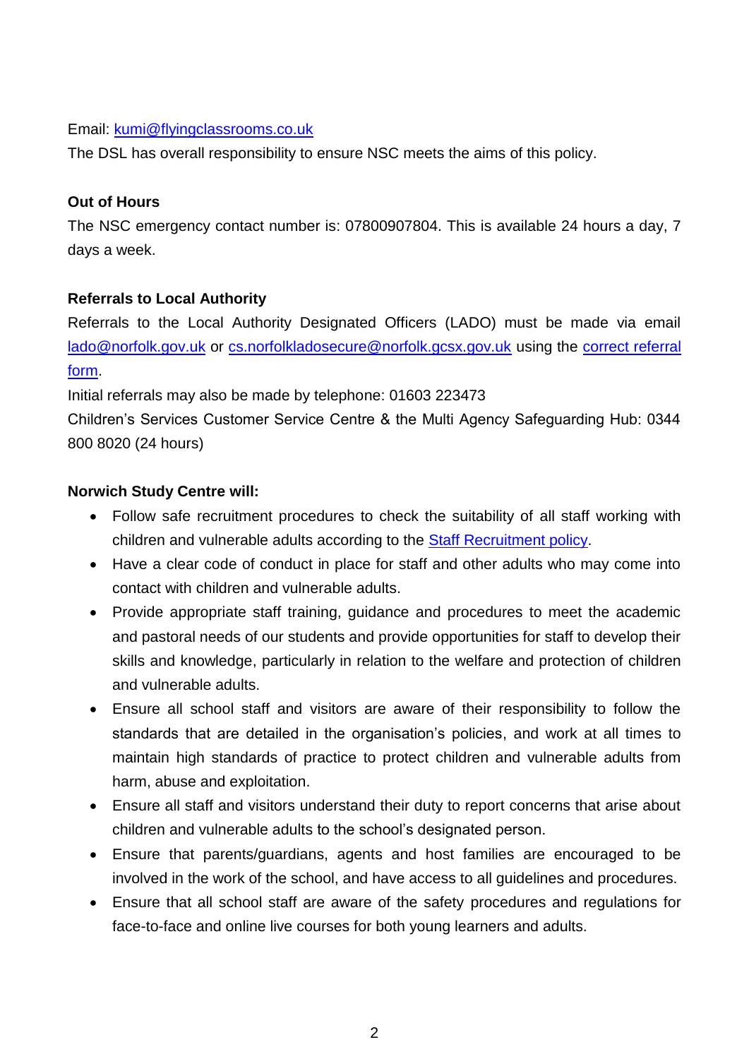Email: [kumi@flyingclassrooms.co.uk](mailto:kumi@flyingclassrooms.co.uk)

The DSL has overall responsibility to ensure NSC meets the aims of this policy.

**Out of Hours**

The NSC emergency contact number is: 07800907804. This is available 24 hours a day, 7 days a week.

**Referrals to Local Authority**

Referrals to the Local Authority Designated Officers (LADO) must be made via email [lado@norfolk.gov.uk](mailto:lado@norfolk.gov.uk) or [cs.norfolkladosecure@norfolk.gcsx.gov.uk](mailto:cs.norfolkladosecure@norfolk.gcsx.gov.uk) using the correct referral form.

Initial referrals may also be made by telephone: 01603 223473

Children's Services Customer Service Centre & the Multi Agency Safeguarding Hub: 0344 800 8020 (24 hours)

**Norwich Study Centre will:**

- Follow safe recruitment procedures to check the suitability of all staff working with children and vulnerable adults according to the Staff Recruitment policy.
- Have a clear code of conduct in place for staff and other adults who may come into contact with children and vulnerable adults.
- Provide appropriate staff training, guidance and procedures to meet the academic and pastoral needs of our students and provide opportunities for staff to develop their skills and knowledge, particularly in relation to the welfare and protection of children and vulnerable adults.
- Ensure all school staff and visitors are aware of their responsibility to follow the standards that are detailed in the organisation's policies, and work at all times to maintain high standards of practice to protect children and vulnerable adults from harm, abuse and exploitation.
- Ensure all staff and visitors understand their duty to report concerns that arise about children and vulnerable adults to the school's designated person.
- Ensure that parents/guardians, agents and host families are encouraged to be involved in the work of the school, and have access to all guidelines and procedures.
- Ensure that all school staff are aware of the safety procedures and regulations for face-to-face and online live courses for both young learners and adults.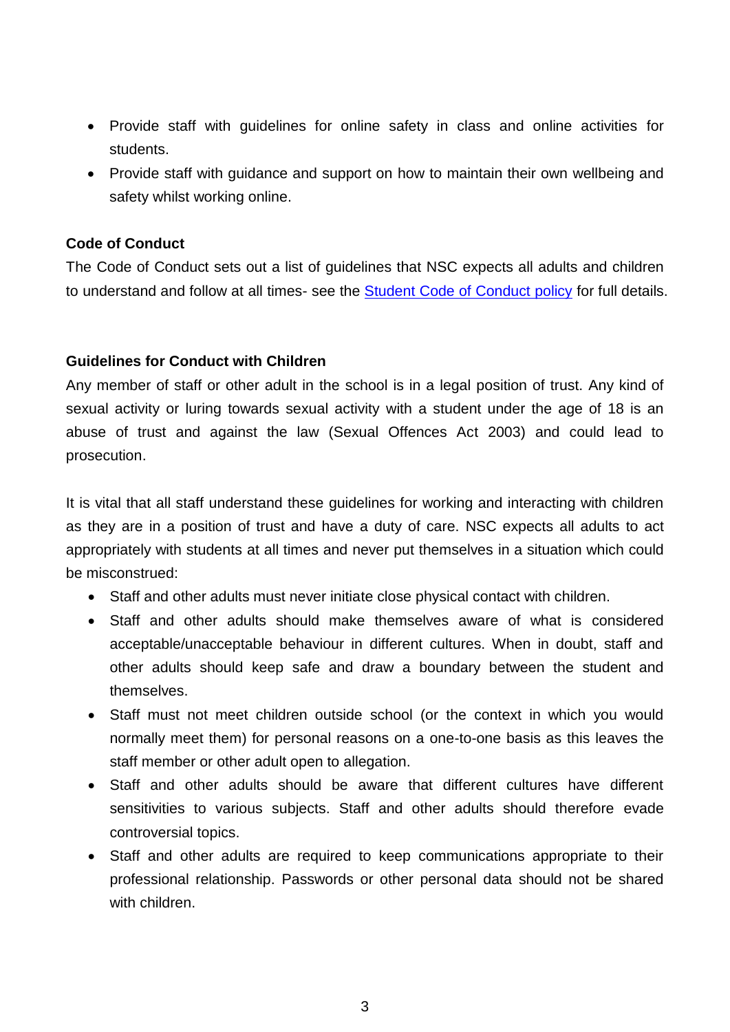- Provide staff with guidelines for online safety in class and online activities for students.
- Provide staff with guidance and support on how to maintain their own wellbeing and safety whilst working online.

**Code of Conduct**

The Code of Conduct sets out a list of guidelines that NSC expects all adults and children to understand and follow at all times- see the [Student Code of Conduct policy]() for full details.

**Guidelines for Conduct with Children**

Any member of staff or other adult in the school is in a legal position of trust. Any kind of sexual activity or luring towards sexual activity with a student under the age of 18 is an abuse of trust and against the law (Sexual Offences Act 2003) and could lead to prosecution.

It is vital that all staff understand these guidelines for working and interacting with children as they are in a position of trust and have a duty of care. NSC expects all adults to act appropriately with students at all times and never put themselves in a situation which could be misconstrued:

- Staff and other adults must never initiate close physical contact with children.
- Staff and other adults should make themselves aware of what is considered acceptable/unacceptable behaviour in different cultures. When in doubt, staff and other adults should keep safe and draw a boundary between the student and themselves.
- Staff must not meet children outside school (or the context in which you would normally meet them) for personal reasons on a one-to-one basis as this leaves the staff member or other adult open to allegation.
- Staff and other adults should be aware that different cultures have different sensitivities to various subjects. Staff and other adults should therefore evade controversial topics.
- Staff and other adults are required to keep communications appropriate to their professional relationship. Passwords or other personal data should not be shared with children.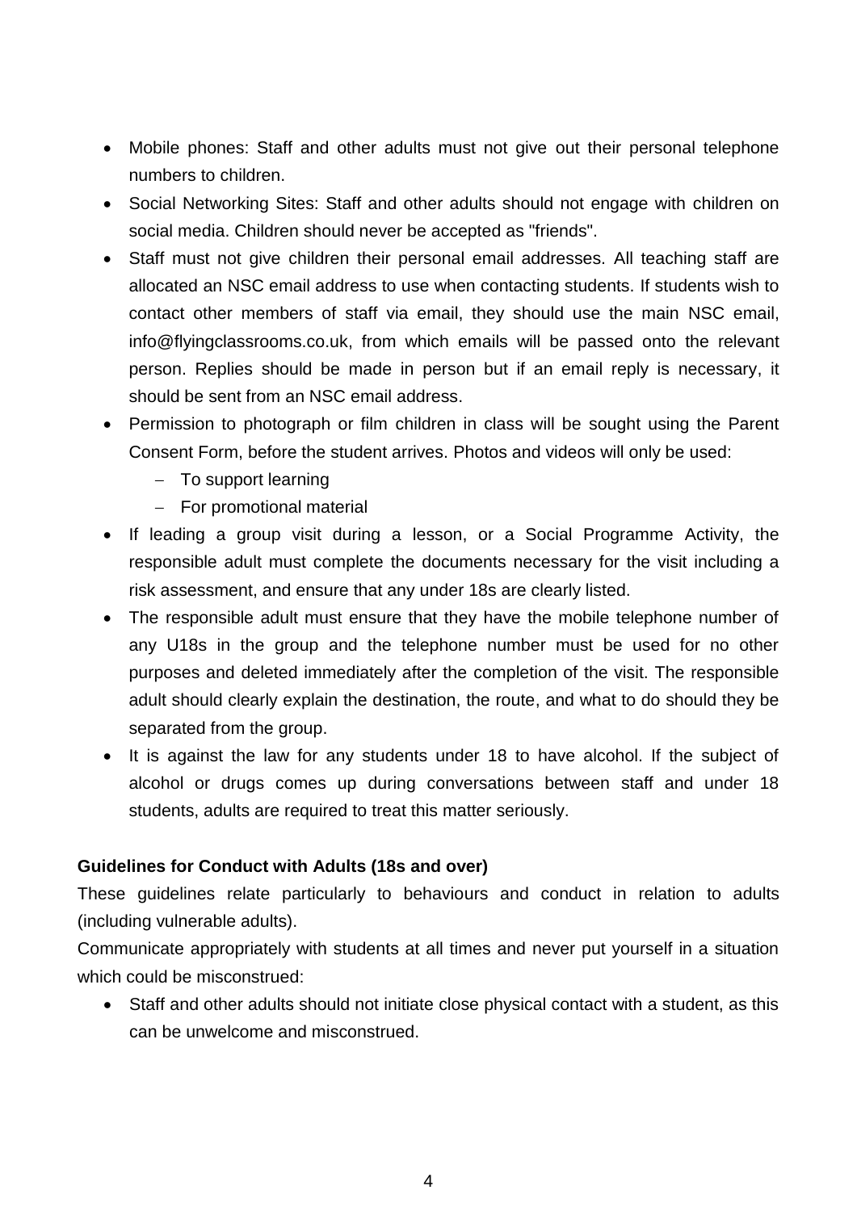- Mobile phones: Staff and other adults must not give out their personal telephone numbers to children.
- Social Networking Sites: Staff and other adults should not engage with children on social media. Children should never be accepted as "friends".
- Staff must not give children their personal email addresses. All teaching staff are allocated an NSC email address to use when contacting students. If students wish to contact other members of staff via email, they should use the main NSC email, info@flyingclassrooms.co.uk, from which emails will be passed onto the relevant person. Replies should be made in person but if an email reply is necessary, it should be sent from an NSC email address.
- Permission to photograph or film children in class will be sought using the Parent Consent Form, before the student arrives. Photos and videos will only be used:
  - To support learning
  - For promotional material
- If leading a group visit during a lesson, or a Social Programme Activity, the responsible adult must complete the documents necessary for the visit including a risk assessment, and ensure that any under 18s are clearly listed.
- The responsible adult must ensure that they have the mobile telephone number of any U18s in the group and the telephone number must be used for no other purposes and deleted immediately after the completion of the visit. The responsible adult should clearly explain the destination, the route, and what to do should they be separated from the group.
- It is against the law for any students under 18 to have alcohol. If the subject of alcohol or drugs comes up during conversations between staff and under 18 students, adults are required to treat this matter seriously.

**Guidelines for Conduct with Adults (18s and over)**

These guidelines relate particularly to behaviours and conduct in relation to adults (including vulnerable adults).

Communicate appropriately with students at all times and never put yourself in a situation which could be misconstrued:

- Staff and other adults should not initiate close physical contact with a student, as this can be unwelcome and misconstrued.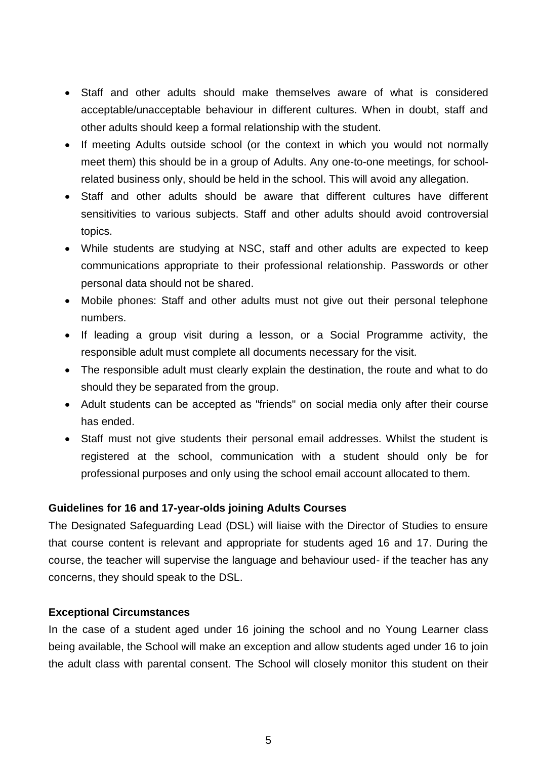- Staff and other adults should make themselves aware of what is considered acceptable/unacceptable behaviour in different cultures. When in doubt, staff and other adults should keep a formal relationship with the student.
- If meeting Adults outside school (or the context in which you would not normally meet them) this should be in a group of Adults. Any one-to-one meetings, for school-related business only, should be held in the school. This will avoid any allegation.
- Staff and other adults should be aware that different cultures have different sensitivities to various subjects. Staff and other adults should avoid controversial topics.
- While students are studying at NSC, staff and other adults are expected to keep communications appropriate to their professional relationship. Passwords or other personal data should not be shared.
- Mobile phones: Staff and other adults must not give out their personal telephone numbers.
- If leading a group visit during a lesson, or a Social Programme activity, the responsible adult must complete all documents necessary for the visit.
- The responsible adult must clearly explain the destination, the route and what to do should they be separated from the group.
- Adult students can be accepted as "friends" on social media only after their course has ended.
- Staff must not give students their personal email addresses. Whilst the student is registered at the school, communication with a student should only be for professional purposes and only using the school email account allocated to them.

**Guidelines for 16 and 17-year-olds joining Adults Courses**

The Designated Safeguarding Lead (DSL) will liaise with the Director of Studies to ensure that course content is relevant and appropriate for students aged 16 and 17. During the course, the teacher will supervise the language and behaviour used- if the teacher has any concerns, they should speak to the DSL.

**Exceptional Circumstances**

In the case of a student aged under 16 joining the school and no Young Learner class being available, the School will make an exception and allow students aged under 16 to join the adult class with parental consent. The School will closely monitor this student on their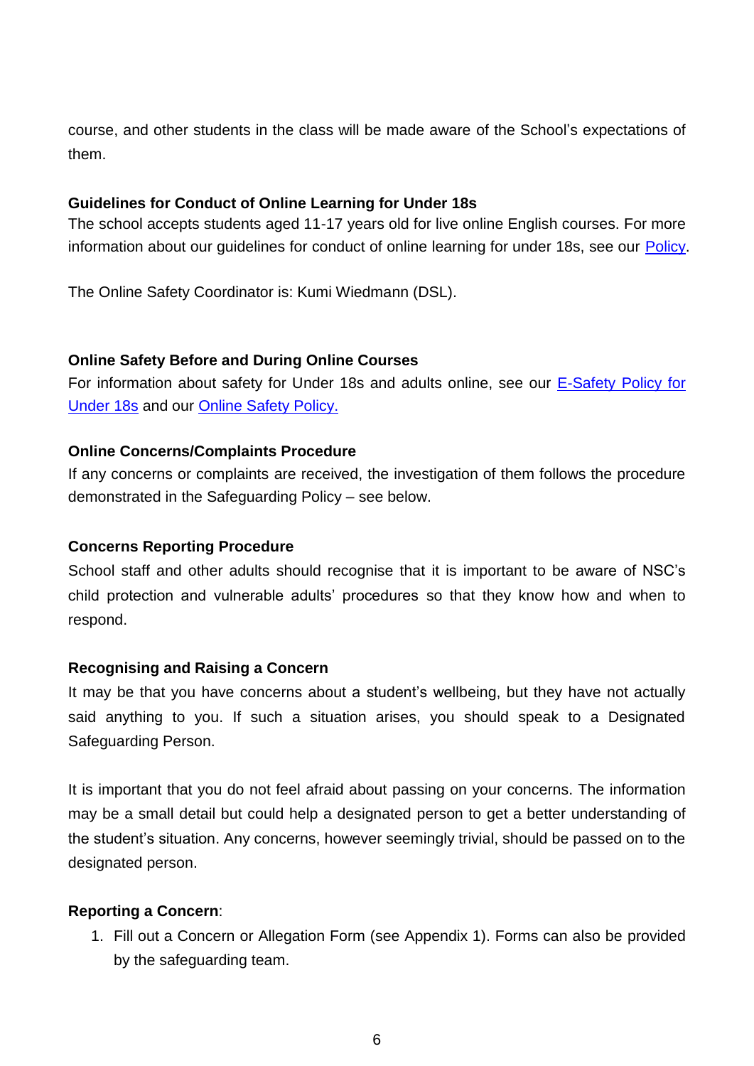course, and other students in the class will be made aware of the School's expectations of them.

**Guidelines for Conduct of Online Learning for Under 18s**

The school accepts students aged 11-17 years old for live online English courses. For more information about our guidelines for conduct of online learning for under 18s, see our Policy.

The Online Safety Coordinator is: Kumi Wiedmann (DSL).

**Online Safety Before and During Online Courses**

For information about safety for Under 18s and adults online, see our E-Safety Policy for Under 18s and our Online Safety Policy.

**Online Concerns/Complaints Procedure**

If any concerns or complaints are received, the investigation of them follows the procedure demonstrated in the Safeguarding Policy – see below.

**Concerns Reporting Procedure**

School staff and other adults should recognise that it is important to be aware of NSC's child protection and vulnerable adults' procedures so that they know how and when to respond.

**Recognising and Raising a Concern**

It may be that you have concerns about a student's wellbeing, but they have not actually said anything to you. If such a situation arises, you should speak to a Designated Safeguarding Person.

It is important that you do not feel afraid about passing on your concerns. The information may be a small detail but could help a designated person to get a better understanding of the student's situation. Any concerns, however seemingly trivial, should be passed on to the designated person.

**Reporting a Concern**:

1. Fill out a Concern or Allegation Form (see Appendix 1). Forms can also be provided by the safeguarding team.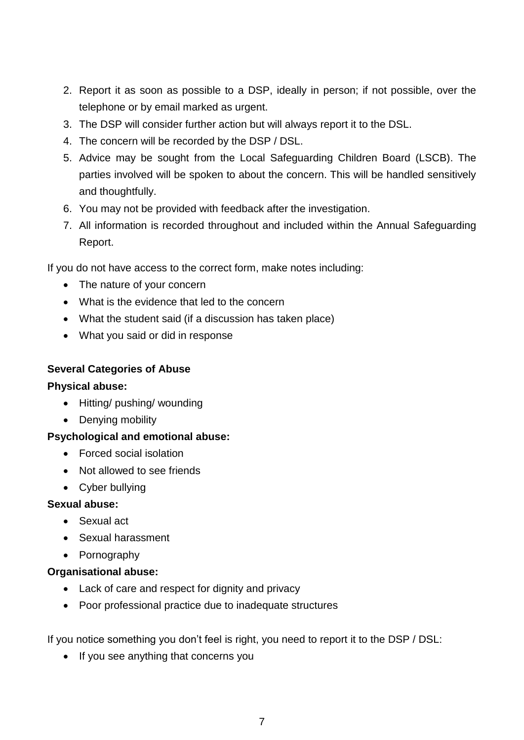2. Report it as soon as possible to a DSP, ideally in person; if not possible, over the telephone or by email marked as urgent.
3. The DSP will consider further action but will always report it to the DSL.
4. The concern will be recorded by the DSP / DSL.
5. Advice may be sought from the Local Safeguarding Children Board (LSCB). The parties involved will be spoken to about the concern. This will be handled sensitively and thoughtfully.
6. You may not be provided with feedback after the investigation.
7. All information is recorded throughout and included within the Annual Safeguarding Report.

If you do not have access to the correct form, make notes including:

- The nature of your concern
- What is the evidence that led to the concern
- What the student said (if a discussion has taken place)
- What you said or did in response

**Several Categories of Abuse**

**Physical abuse:**

- Hitting/ pushing/ wounding
- Denying mobility

**Psychological and emotional abuse:**

- Forced social isolation
- Not allowed to see friends
- Cyber bullying

**Sexual abuse:**

- Sexual act
- Sexual harassment
- Pornography

**Organisational abuse:**

- Lack of care and respect for dignity and privacy
- Poor professional practice due to inadequate structures

If you notice something you don't feel is right, you need to report it to the DSP / DSL:

- If you see anything that concerns you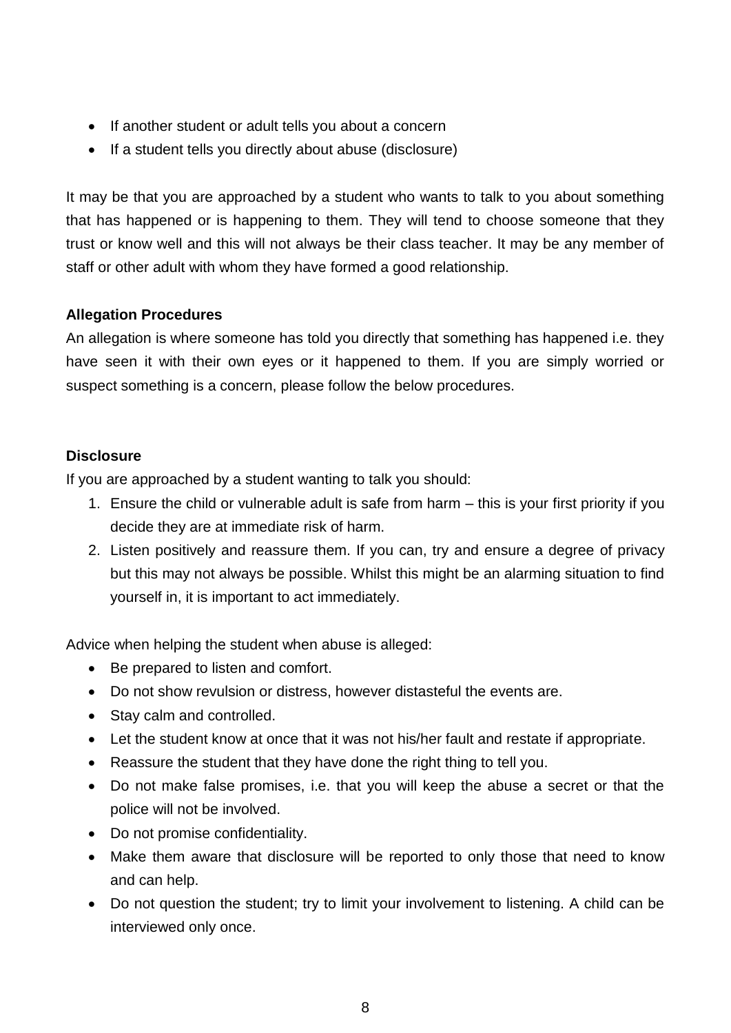- If another student or adult tells you about a concern
- If a student tells you directly about abuse (disclosure)

It may be that you are approached by a student who wants to talk to you about something that has happened or is happening to them. They will tend to choose someone that they trust or know well and this will not always be their class teacher. It may be any member of staff or other adult with whom they have formed a good relationship.

**Allegation Procedures**

An allegation is where someone has told you directly that something has happened i.e. they have seen it with their own eyes or it happened to them. If you are simply worried or suspect something is a concern, please follow the below procedures.

**Disclosure**

If you are approached by a student wanting to talk you should:

1. Ensure the child or vulnerable adult is safe from harm – this is your first priority if you decide they are at immediate risk of harm.
2. Listen positively and reassure them. If you can, try and ensure a degree of privacy but this may not always be possible. Whilst this might be an alarming situation to find yourself in, it is important to act immediately.

Advice when helping the student when abuse is alleged:

- Be prepared to listen and comfort.
- Do not show revulsion or distress, however distasteful the events are.
- Stay calm and controlled.
- Let the student know at once that it was not his/her fault and restate if appropriate.
- Reassure the student that they have done the right thing to tell you.
- Do not make false promises, i.e. that you will keep the abuse a secret or that the police will not be involved.
- Do not promise confidentiality.
- Make them aware that disclosure will be reported to only those that need to know and can help.
- Do not question the student; try to limit your involvement to listening. A child can be interviewed only once.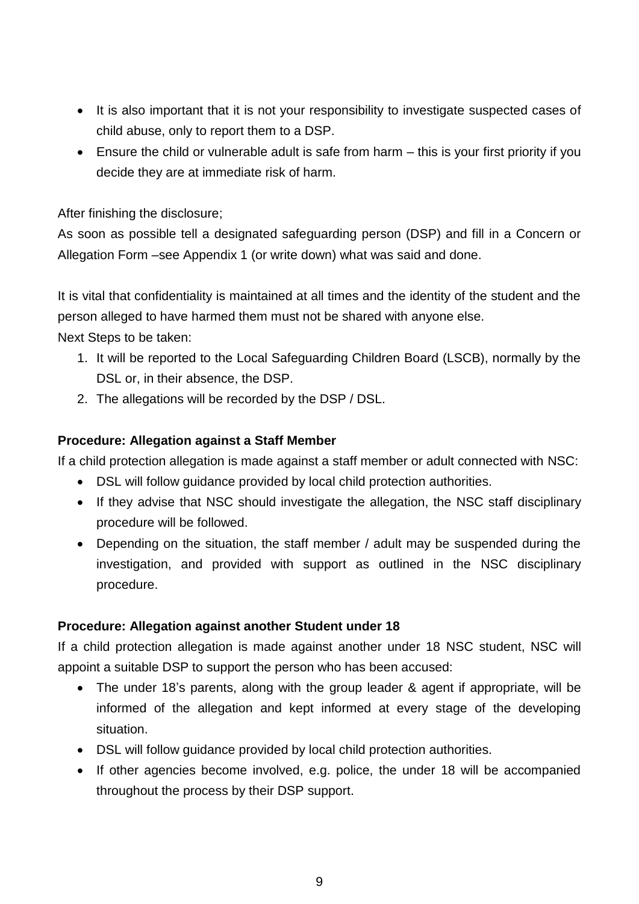- It is also important that it is not your responsibility to investigate suspected cases of child abuse, only to report them to a DSP.
- Ensure the child or vulnerable adult is safe from harm – this is your first priority if you decide they are at immediate risk of harm.

After finishing the disclosure;
As soon as possible tell a designated safeguarding person (DSP) and fill in a Concern or Allegation Form –see Appendix 1 (or write down) what was said and done.

It is vital that confidentiality is maintained at all times and the identity of the student and the person alleged to have harmed them must not be shared with anyone else.
Next Steps to be taken:

1. It will be reported to the Local Safeguarding Children Board (LSCB), normally by the DSL or, in their absence, the DSP.
2. The allegations will be recorded by the DSP / DSL.

**Procedure: Allegation against a Staff Member**

If a child protection allegation is made against a staff member or adult connected with NSC:

- DSL will follow guidance provided by local child protection authorities.
- If they advise that NSC should investigate the allegation, the NSC staff disciplinary procedure will be followed.
- Depending on the situation, the staff member / adult may be suspended during the investigation, and provided with support as outlined in the NSC disciplinary procedure.

**Procedure: Allegation against another Student under 18**

If a child protection allegation is made against another under 18 NSC student, NSC will appoint a suitable DSP to support the person who has been accused:

- The under 18's parents, along with the group leader & agent if appropriate, will be informed of the allegation and kept informed at every stage of the developing situation.
- DSL will follow guidance provided by local child protection authorities.
- If other agencies become involved, e.g. police, the under 18 will be accompanied throughout the process by their DSP support.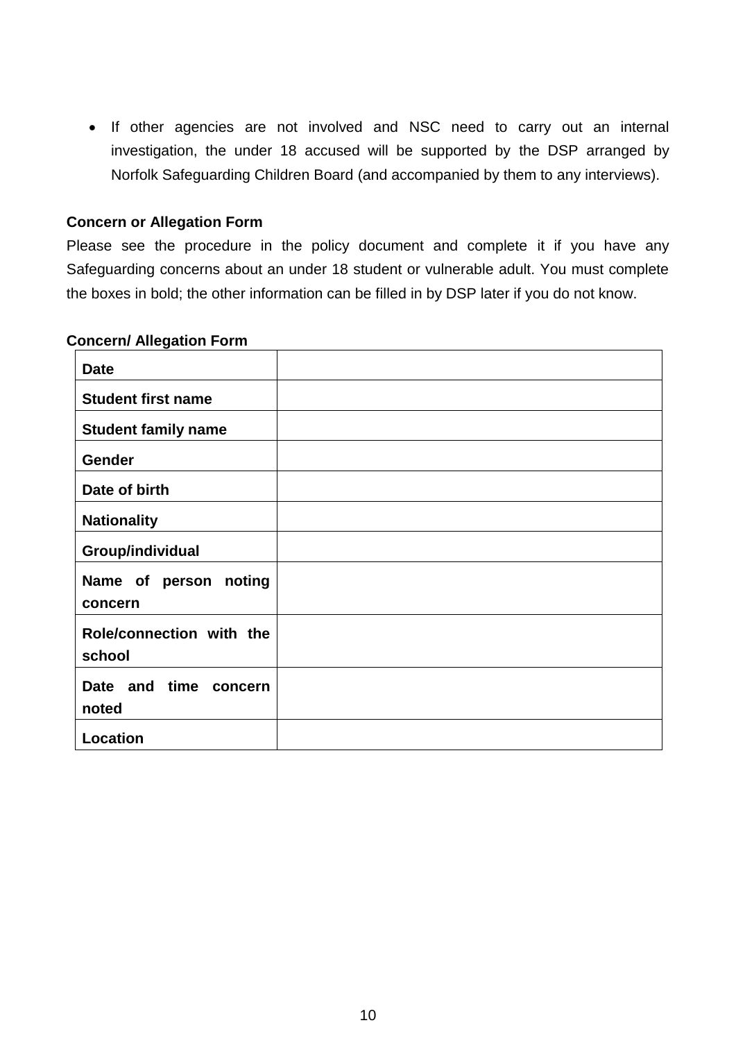- If other agencies are not involved and NSC need to carry out an internal investigation, the under 18 accused will be supported by the DSP arranged by Norfolk Safeguarding Children Board (and accompanied by them to any interviews).

**Concern or Allegation Form**

Please see the procedure in the policy document and complete it if you have any Safeguarding concerns about an under 18 student or vulnerable adult. You must complete the boxes in bold; the other information can be filled in by DSP later if you do not know.

**Concern/ Allegation Form**

| | |
|---|---|
| **Date** | |
| **Student first name** | |
| **Student family name** | |
| **Gender** | |
| **Date of birth** | |
| **Nationality** | |
| **Group/individual** | |
| **Name of person noting concern** | |
| **Role/connection with the school** | |
| **Date and time concern noted** | |
| **Location** | |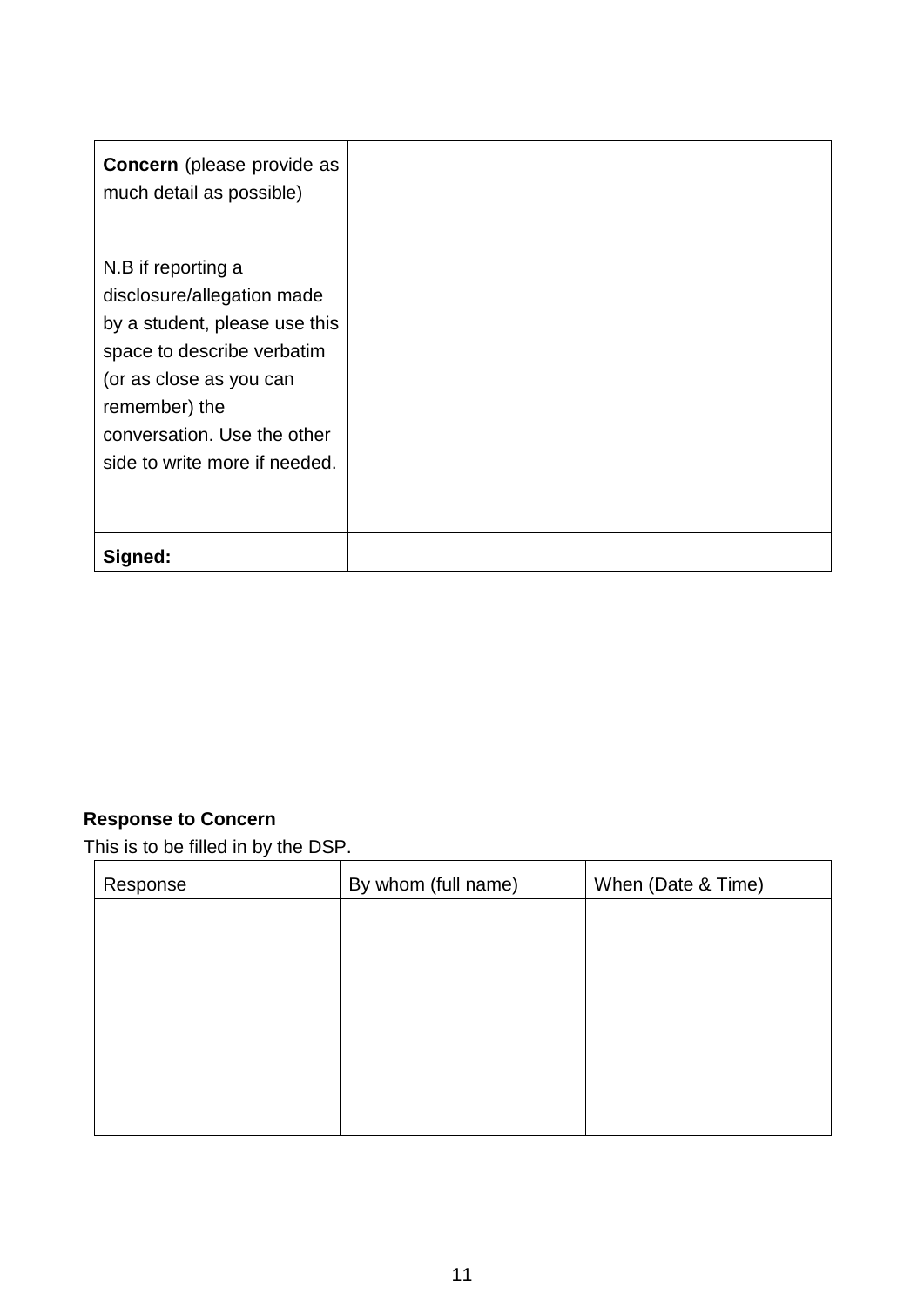| **Concern** (please provide as much detail as possible)<br><br>N.B if reporting a disclosure/allegation made by a student, please use this space to describe verbatim (or as close as you can remember) the conversation. Use the other side to write more if needed. | |
| --- | --- |
| **Signed:** | |

**Response to Concern**

This is to be filled in by the DSP.

| Response | By whom (full name) | When (Date & Time) |
| --- | --- | --- |
| | | |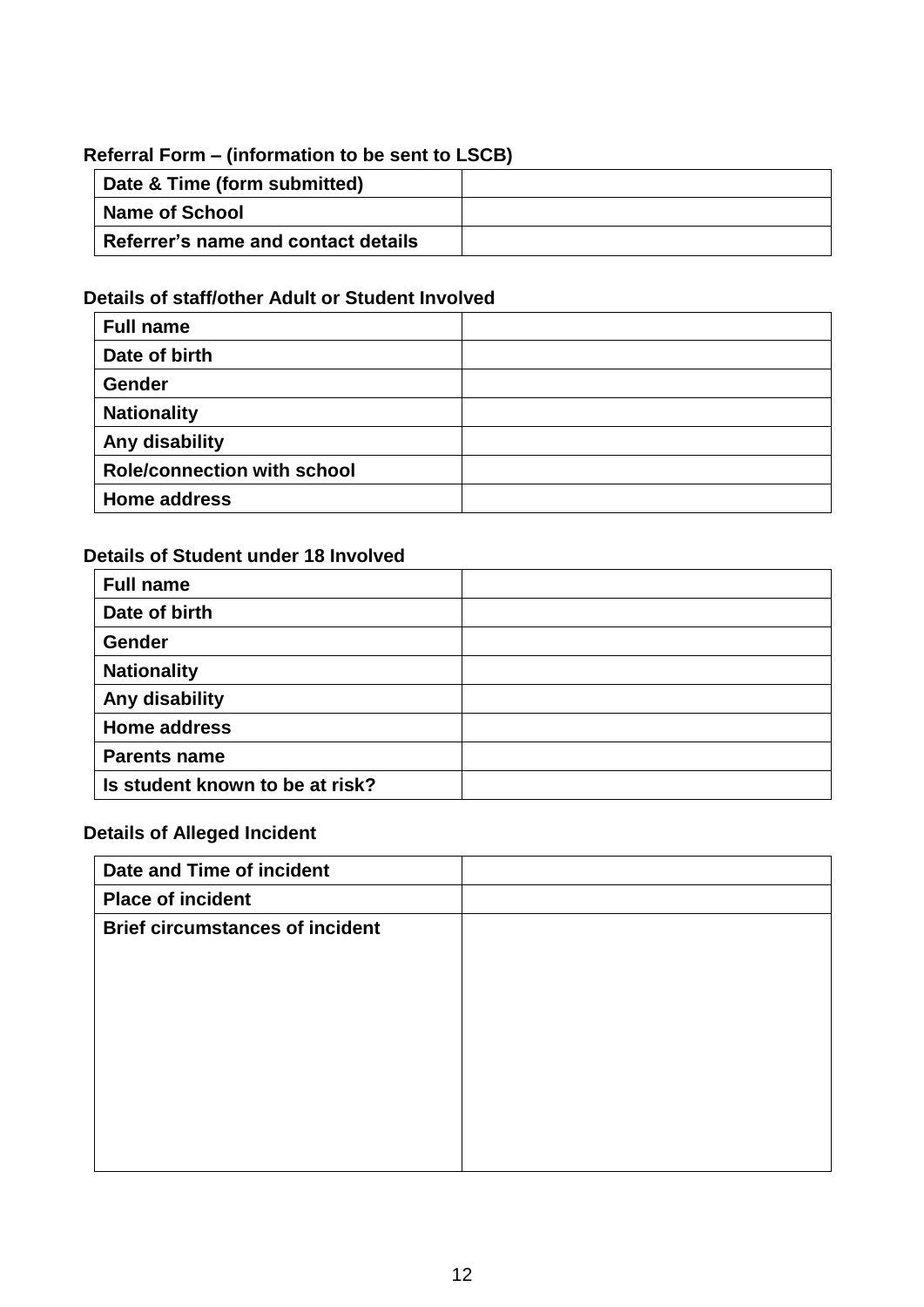**Referral Form – (information to be sent to LSCB)**

| | |
|---|---|
| **Date & Time (form submitted)** | |
| **Name of School** | |
| **Referrer's name and contact details** | |

**Details of staff/other Adult or Student Involved**

| | |
|---|---|
| **Full name** | |
| **Date of birth** | |
| **Gender** | |
| **Nationality** | |
| **Any disability** | |
| **Role/connection with school** | |
| **Home address** | |

**Details of Student under 18 Involved**

| | |
|---|---|
| **Full name** | |
| **Date of birth** | |
| **Gender** | |
| **Nationality** | |
| **Any disability** | |
| **Home address** | |
| **Parents name** | |
| **Is student known to be at risk?** | |

**Details of Alleged Incident**

| | |
|---|---|
| **Date and Time of incident** | |
| **Place of incident** | |
| **Brief circumstances of incident** | |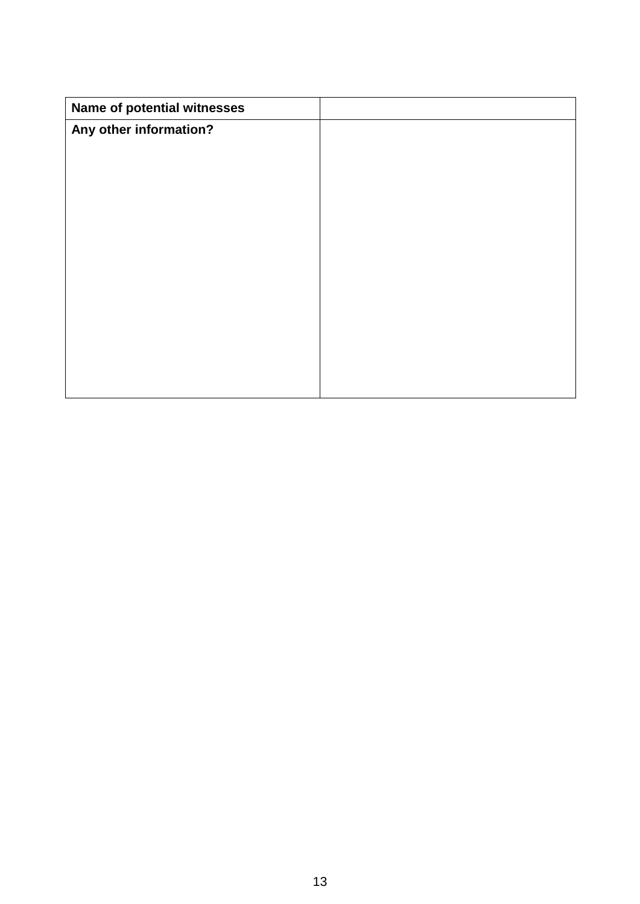| **Name of potential witnesses** | |
| --- | --- |
| **Any other information?** | |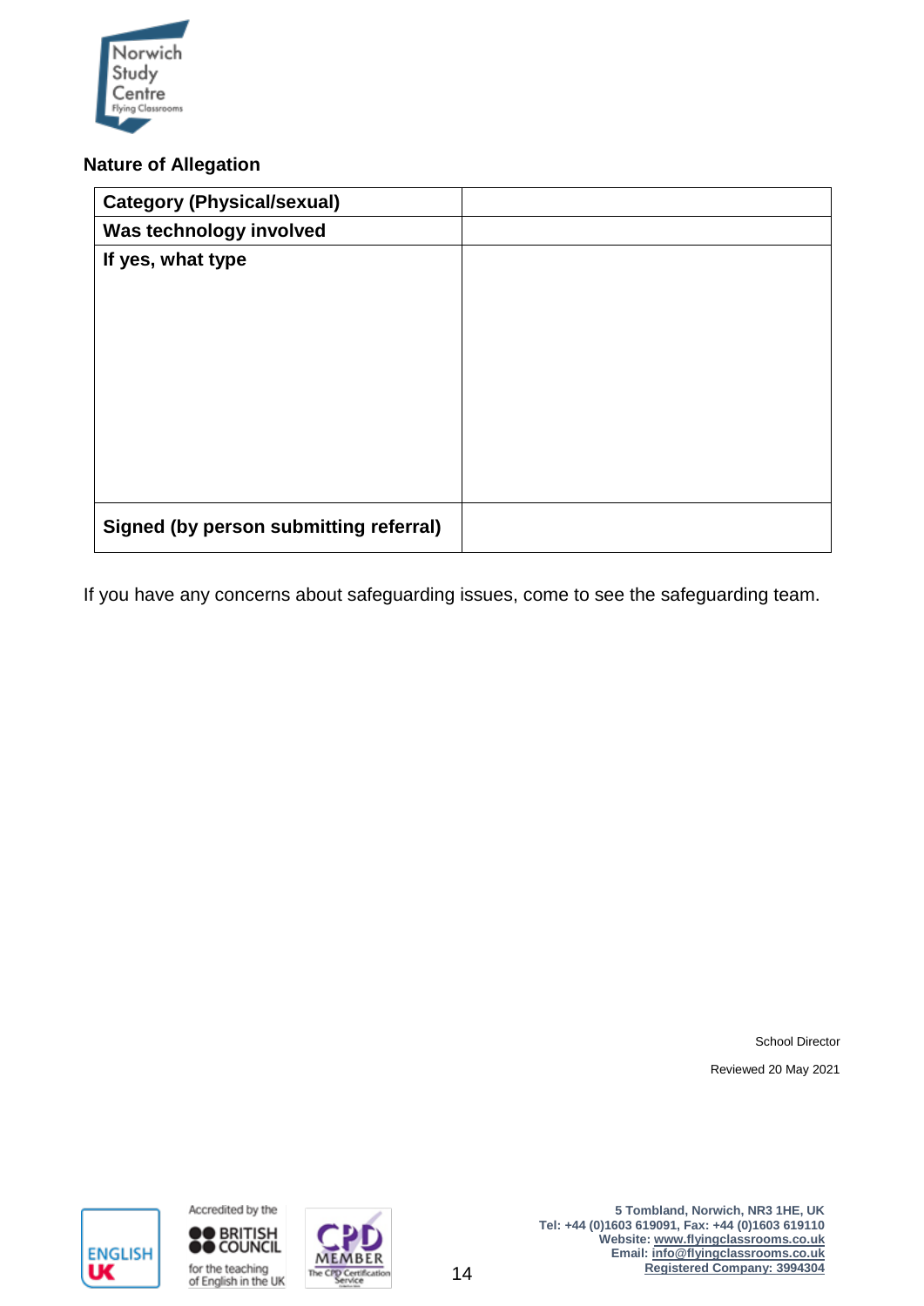**Nature of Allegation**

| | |
|---|---|
| **Category (Physical/sexual)** | |
| **Was technology involved** | |
| **If yes, what type** | |
| **Signed (by person submitting referral)** | |

If you have any concerns about safeguarding issues, come to see the safeguarding team.

School Director

Reviewed 20 May 2021

Accredited by the British Council for the teaching of English in the UK

**5 Tombland, Norwich, NR3 1HE, UK**
**Tel: +44 (0)1603 619091, Fax: +44 (0)1603 619110**
**Website: www.flyingclassrooms.co.uk**
**Email: info@flyingclassrooms.co.uk**
**Registered Company: 3994304**